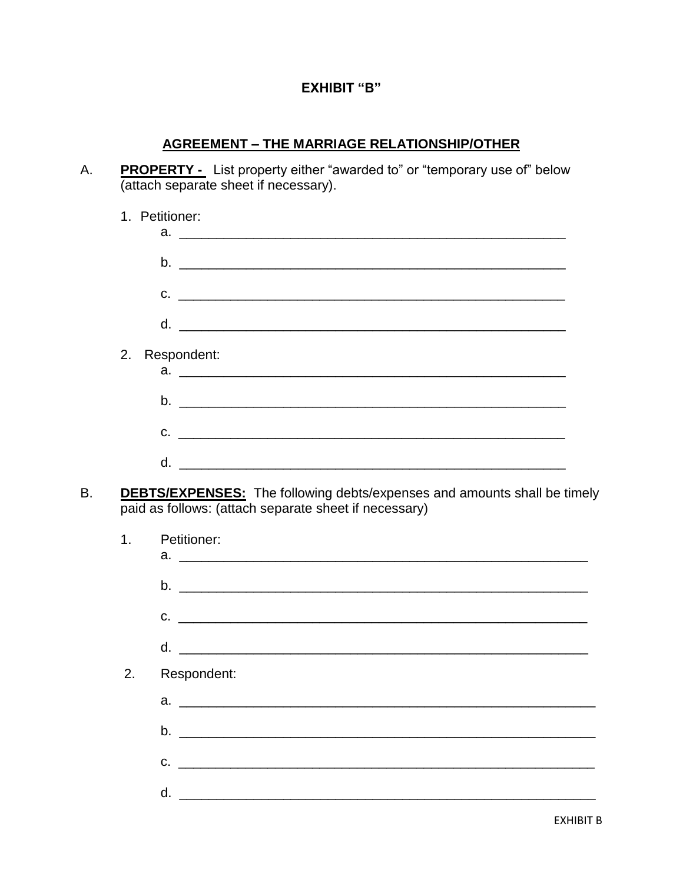# EXHIBIT "B"

## AGREEMENT – THE MARRIAGE RELATIONSHIP/OTHER

A. **PROPERTY -** List property either "awarded to" or "temporary use of" below (attach separate sheet if necessary).

1. Petitioner:
   a. ____________________________________________________
   
   b. ____________________________________________________
   
   c. ____________________________________________________
   
   d. ____________________________________________________

2. Respondent:
   a. ____________________________________________________
   
   b. ____________________________________________________
   
   c. ____________________________________________________
   
   d. ____________________________________________________

B. **DEBTS/EXPENSES:** The following debts/expenses and amounts shall be timely paid as follows: (attach separate sheet if necessary)

1. Petitioner:
   a. ________________________________________________________
   
   b. ________________________________________________________
   
   c. ________________________________________________________
   
   d. ________________________________________________________

2. Respondent:

   a. ________________________________________________________
   
   b. ________________________________________________________
   
   c. ________________________________________________________
   
   d. ________________________________________________________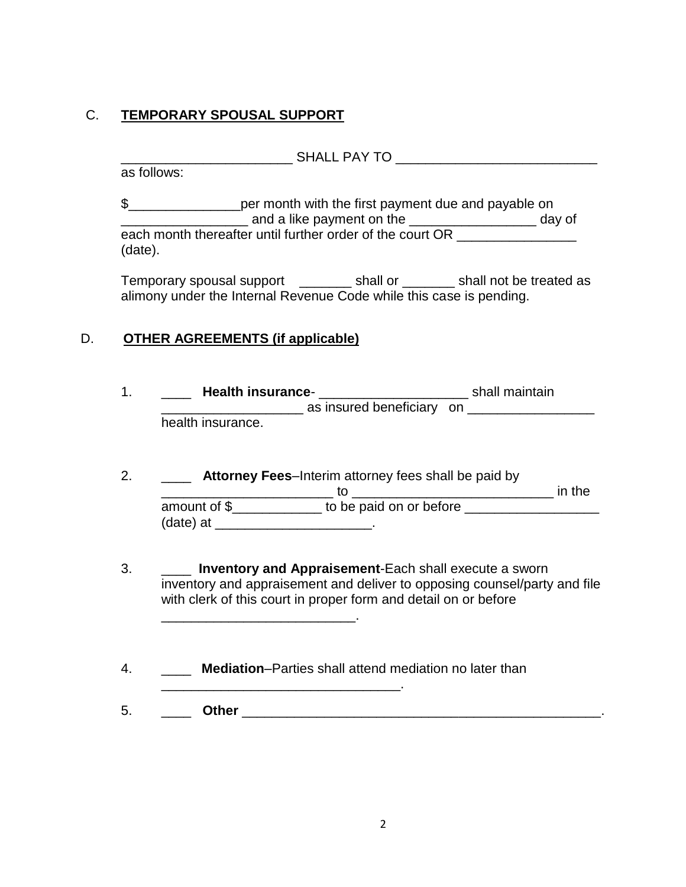C. **TEMPORARY SPOUSAL SUPPORT**

_______________________ SHALL PAY TO ___________________________ as follows:

$_______________per month with the first payment due and payable on _________________ and a like payment on the _________________ day of each month thereafter until further order of the court OR ________________ (date).

Temporary spousal support _______ shall or _______ shall not be treated as alimony under the Internal Revenue Code while this case is pending.

D. **OTHER AGREEMENTS (if applicable)**

1. ____ **Health insurance**- ____________________ shall maintain ___________________ as insured beneficiary on _________________ health insurance.

2. ____ **Attorney Fees**–Interim attorney fees shall be paid by _______________________ to ___________________________ in the amount of $____________ to be paid on or before __________________ (date) at _____________________.

3. ____ **Inventory and Appraisement**-Each shall execute a sworn inventory and appraisement and deliver to opposing counsel/party and file with clerk of this court in proper form and detail on or before __________________________.

4. ____ **Mediation**–Parties shall attend mediation no later than ________________________________.

5. ____ **Other** _________________________________________________.